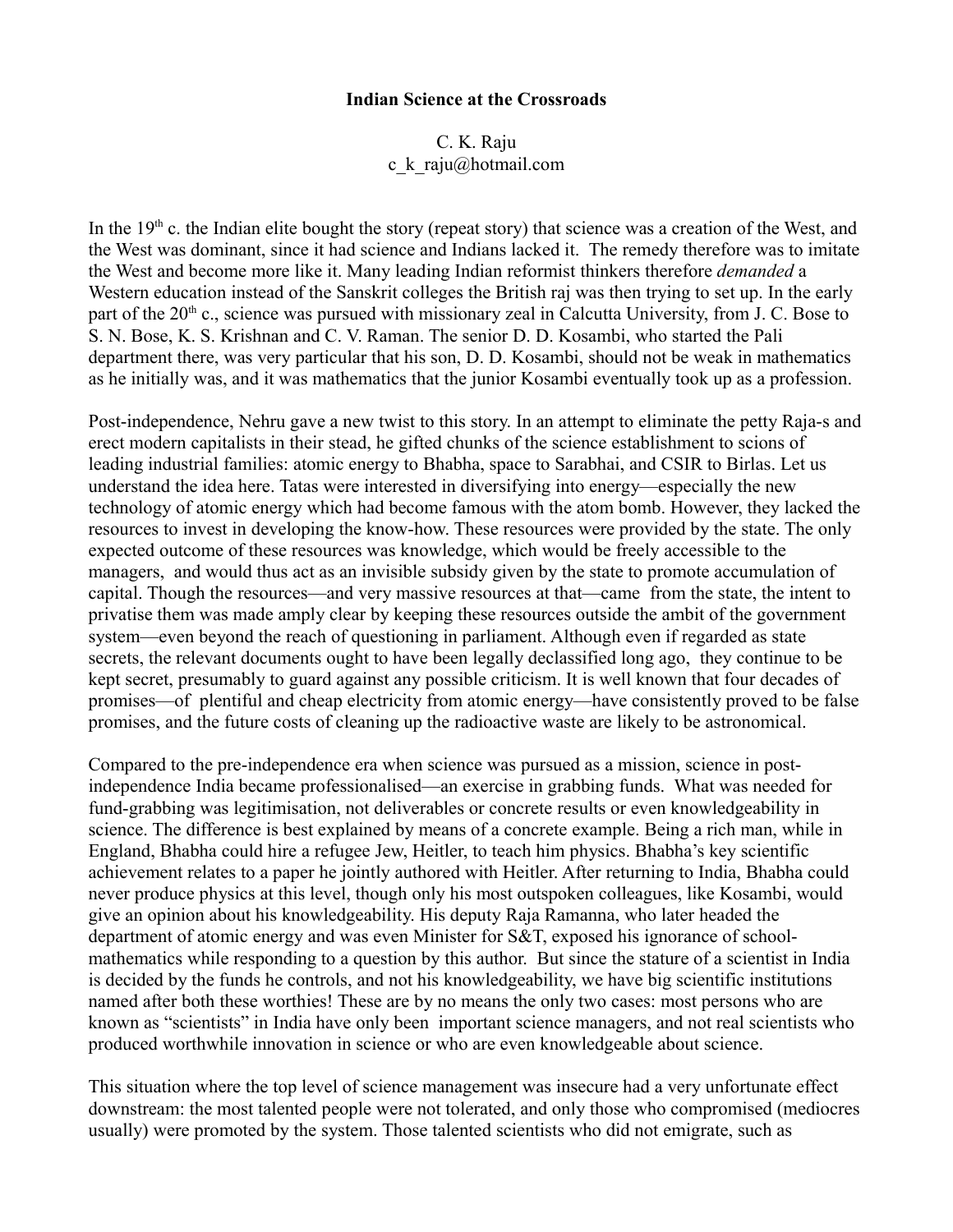**Indian Science at the Crossroads**

C. K. Raju
c_k_raju@hotmail.com

In the 19th c. the Indian elite bought the story (repeat story) that science was a creation of the West, and the West was dominant, since it had science and Indians lacked it. The remedy therefore was to imitate the West and become more like it. Many leading Indian reformist thinkers therefore *demanded* a Western education instead of the Sanskrit colleges the British raj was then trying to set up. In the early part of the 20th c., science was pursued with missionary zeal in Calcutta University, from J. C. Bose to S. N. Bose, K. S. Krishnan and C. V. Raman. The senior D. D. Kosambi, who started the Pali department there, was very particular that his son, D. D. Kosambi, should not be weak in mathematics as he initially was, and it was mathematics that the junior Kosambi eventually took up as a profession.

Post-independence, Nehru gave a new twist to this story. In an attempt to eliminate the petty Raja-s and erect modern capitalists in their stead, he gifted chunks of the science establishment to scions of leading industrial families: atomic energy to Bhabha, space to Sarabhai, and CSIR to Birlas. Let us understand the idea here. Tatas were interested in diversifying into energy—especially the new technology of atomic energy which had become famous with the atom bomb. However, they lacked the resources to invest in developing the know-how. These resources were provided by the state. The only expected outcome of these resources was knowledge, which would be freely accessible to the managers, and would thus act as an invisible subsidy given by the state to promote accumulation of capital. Though the resources—and very massive resources at that—came from the state, the intent to privatise them was made amply clear by keeping these resources outside the ambit of the government system—even beyond the reach of questioning in parliament. Although even if regarded as state secrets, the relevant documents ought to have been legally declassified long ago, they continue to be kept secret, presumably to guard against any possible criticism. It is well known that four decades of promises—of plentiful and cheap electricity from atomic energy—have consistently proved to be false promises, and the future costs of cleaning up the radioactive waste are likely to be astronomical.

Compared to the pre-independence era when science was pursued as a mission, science in post-independence India became professionalised—an exercise in grabbing funds. What was needed for fund-grabbing was legitimisation, not deliverables or concrete results or even knowledgeability in science. The difference is best explained by means of a concrete example. Being a rich man, while in England, Bhabha could hire a refugee Jew, Heitler, to teach him physics. Bhabha's key scientific achievement relates to a paper he jointly authored with Heitler. After returning to India, Bhabha could never produce physics at this level, though only his most outspoken colleagues, like Kosambi, would give an opinion about his knowledgeability. His deputy Raja Ramanna, who later headed the department of atomic energy and was even Minister for S&T, exposed his ignorance of school-mathematics while responding to a question by this author. But since the stature of a scientist in India is decided by the funds he controls, and not his knowledgeability, we have big scientific institutions named after both these worthies! These are by no means the only two cases: most persons who are known as "scientists" in India have only been important science managers, and not real scientists who produced worthwhile innovation in science or who are even knowledgeable about science.

This situation where the top level of science management was insecure had a very unfortunate effect downstream: the most talented people were not tolerated, and only those who compromised (mediocres usually) were promoted by the system. Those talented scientists who did not emigrate, such as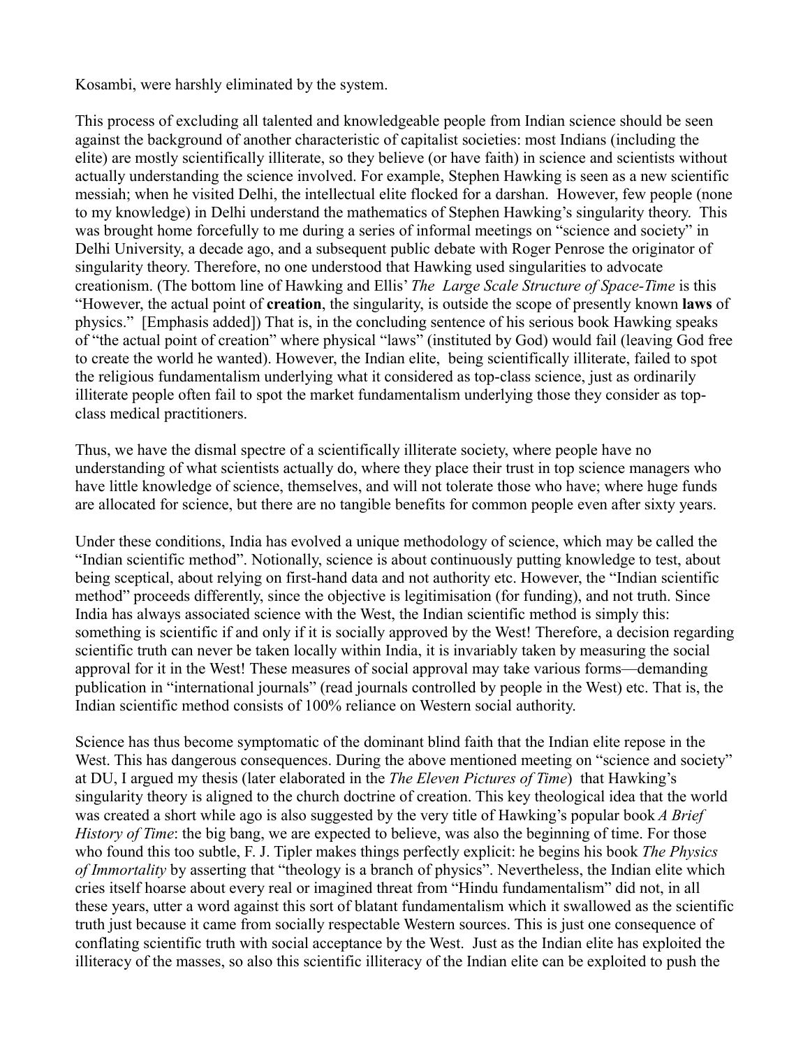Kosambi, were harshly eliminated by the system.

This process of excluding all talented and knowledgeable people from Indian science should be seen against the background of another characteristic of capitalist societies: most Indians (including the elite) are mostly scientifically illiterate, so they believe (or have faith) in science and scientists without actually understanding the science involved. For example, Stephen Hawking is seen as a new scientific messiah; when he visited Delhi, the intellectual elite flocked for a darshan. However, few people (none to my knowledge) in Delhi understand the mathematics of Stephen Hawking's singularity theory. This was brought home forcefully to me during a series of informal meetings on "science and society" in Delhi University, a decade ago, and a subsequent public debate with Roger Penrose the originator of singularity theory. Therefore, no one understood that Hawking used singularities to advocate creationism. (The bottom line of Hawking and Ellis' *The Large Scale Structure of Space-Time* is this "However, the actual point of **creation**, the singularity, is outside the scope of presently known **laws** of physics." [Emphasis added]) That is, in the concluding sentence of his serious book Hawking speaks of "the actual point of creation" where physical "laws" (instituted by God) would fail (leaving God free to create the world he wanted). However, the Indian elite, being scientifically illiterate, failed to spot the religious fundamentalism underlying what it considered as top-class science, just as ordinarily illiterate people often fail to spot the market fundamentalism underlying those they consider as top-class medical practitioners.

Thus, we have the dismal spectre of a scientifically illiterate society, where people have no understanding of what scientists actually do, where they place their trust in top science managers who have little knowledge of science, themselves, and will not tolerate those who have; where huge funds are allocated for science, but there are no tangible benefits for common people even after sixty years.

Under these conditions, India has evolved a unique methodology of science, which may be called the "Indian scientific method". Notionally, science is about continuously putting knowledge to test, about being sceptical, about relying on first-hand data and not authority etc. However, the "Indian scientific method" proceeds differently, since the objective is legitimisation (for funding), and not truth. Since India has always associated science with the West, the Indian scientific method is simply this: something is scientific if and only if it is socially approved by the West! Therefore, a decision regarding scientific truth can never be taken locally within India, it is invariably taken by measuring the social approval for it in the West! These measures of social approval may take various forms—demanding publication in "international journals" (read journals controlled by people in the West) etc. That is, the Indian scientific method consists of 100% reliance on Western social authority.

Science has thus become symptomatic of the dominant blind faith that the Indian elite repose in the West. This has dangerous consequences. During the above mentioned meeting on "science and society" at DU, I argued my thesis (later elaborated in the *The Eleven Pictures of Time*) that Hawking's singularity theory is aligned to the church doctrine of creation. This key theological idea that the world was created a short while ago is also suggested by the very title of Hawking's popular book *A Brief History of Time*: the big bang, we are expected to believe, was also the beginning of time. For those who found this too subtle, F. J. Tipler makes things perfectly explicit: he begins his book *The Physics of Immortality* by asserting that "theology is a branch of physics". Nevertheless, the Indian elite which cries itself hoarse about every real or imagined threat from "Hindu fundamentalism" did not, in all these years, utter a word against this sort of blatant fundamentalism which it swallowed as the scientific truth just because it came from socially respectable Western sources. This is just one consequence of conflating scientific truth with social acceptance by the West. Just as the Indian elite has exploited the illiteracy of the masses, so also this scientific illiteracy of the Indian elite can be exploited to push the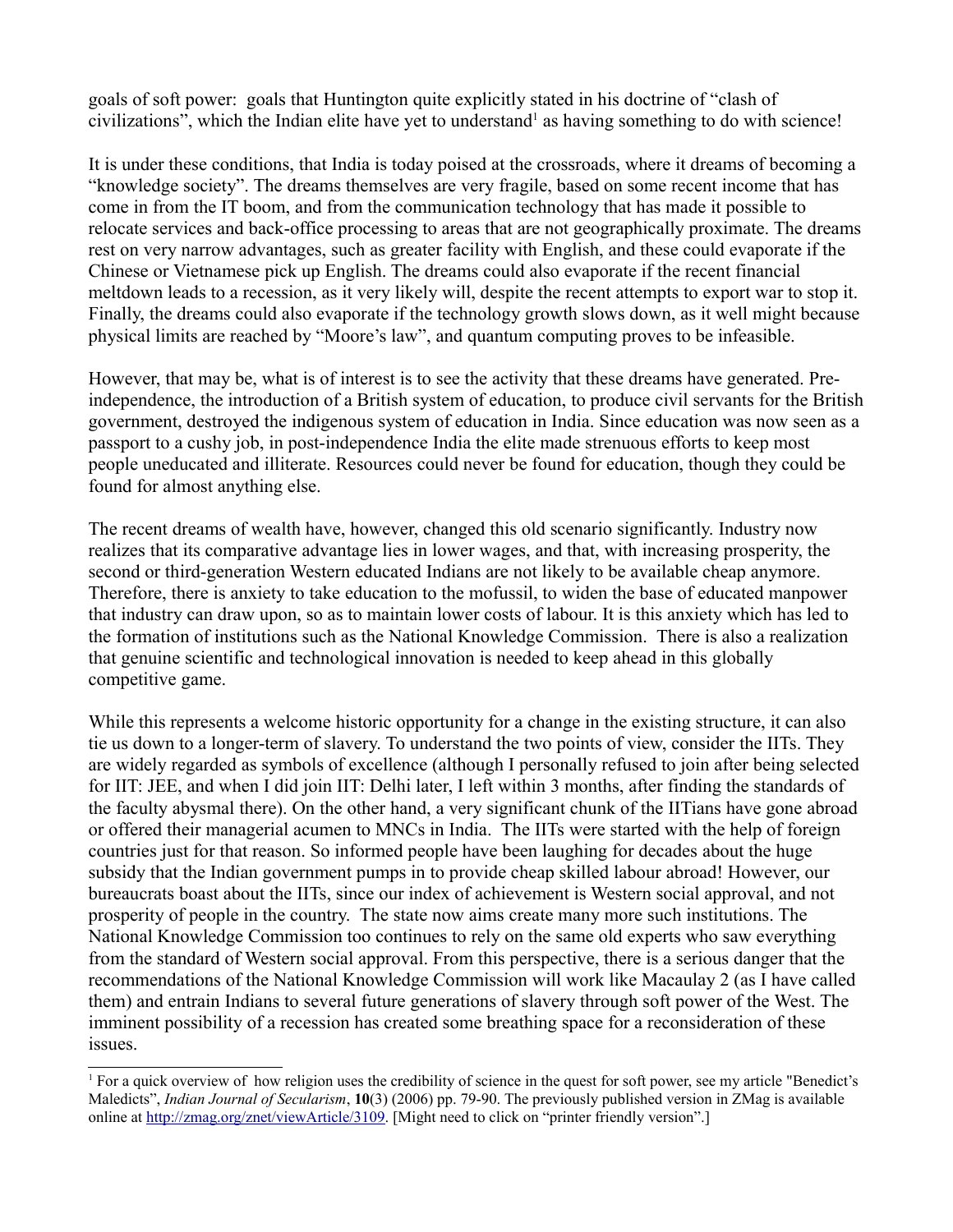goals of soft power: goals that Huntington quite explicitly stated in his doctrine of "clash of civilizations", which the Indian elite have yet to understand[1] as having something to do with science!

It is under these conditions, that India is today poised at the crossroads, where it dreams of becoming a "knowledge society". The dreams themselves are very fragile, based on some recent income that has come in from the IT boom, and from the communication technology that has made it possible to relocate services and back-office processing to areas that are not geographically proximate. The dreams rest on very narrow advantages, such as greater facility with English, and these could evaporate if the Chinese or Vietnamese pick up English. The dreams could also evaporate if the recent financial meltdown leads to a recession, as it very likely will, despite the recent attempts to export war to stop it. Finally, the dreams could also evaporate if the technology growth slows down, as it well might because physical limits are reached by "Moore's law", and quantum computing proves to be infeasible.

However, that may be, what is of interest is to see the activity that these dreams have generated. Pre-independence, the introduction of a British system of education, to produce civil servants for the British government, destroyed the indigenous system of education in India. Since education was now seen as a passport to a cushy job, in post-independence India the elite made strenuous efforts to keep most people uneducated and illiterate. Resources could never be found for education, though they could be found for almost anything else.

The recent dreams of wealth have, however, changed this old scenario significantly. Industry now realizes that its comparative advantage lies in lower wages, and that, with increasing prosperity, the second or third-generation Western educated Indians are not likely to be available cheap anymore. Therefore, there is anxiety to take education to the mofussil, to widen the base of educated manpower that industry can draw upon, so as to maintain lower costs of labour. It is this anxiety which has led to the formation of institutions such as the National Knowledge Commission. There is also a realization that genuine scientific and technological innovation is needed to keep ahead in this globally competitive game.

While this represents a welcome historic opportunity for a change in the existing structure, it can also tie us down to a longer-term of slavery. To understand the two points of view, consider the IITs. They are widely regarded as symbols of excellence (although I personally refused to join after being selected for IIT: JEE, and when I did join IIT: Delhi later, I left within 3 months, after finding the standards of the faculty abysmal there). On the other hand, a very significant chunk of the IITians have gone abroad or offered their managerial acumen to MNCs in India. The IITs were started with the help of foreign countries just for that reason. So informed people have been laughing for decades about the huge subsidy that the Indian government pumps in to provide cheap skilled labour abroad! However, our bureaucrats boast about the IITs, since our index of achievement is Western social approval, and not prosperity of people in the country. The state now aims create many more such institutions. The National Knowledge Commission too continues to rely on the same old experts who saw everything from the standard of Western social approval. From this perspective, there is a serious danger that the recommendations of the National Knowledge Commission will work like Macaulay 2 (as I have called them) and entrain Indians to several future generations of slavery through soft power of the West. The imminent possibility of a recession has created some breathing space for a reconsideration of these issues.

---

[1] For a quick overview of how religion uses the credibility of science in the quest for soft power, see my article "Benedict's Maledicts", *Indian Journal of Secularism*, **10**(3) (2006) pp. 79-90. The previously published version in ZMag is available online at http://zmag.org/znet/viewArticle/3109. [Might need to click on "printer friendly version".]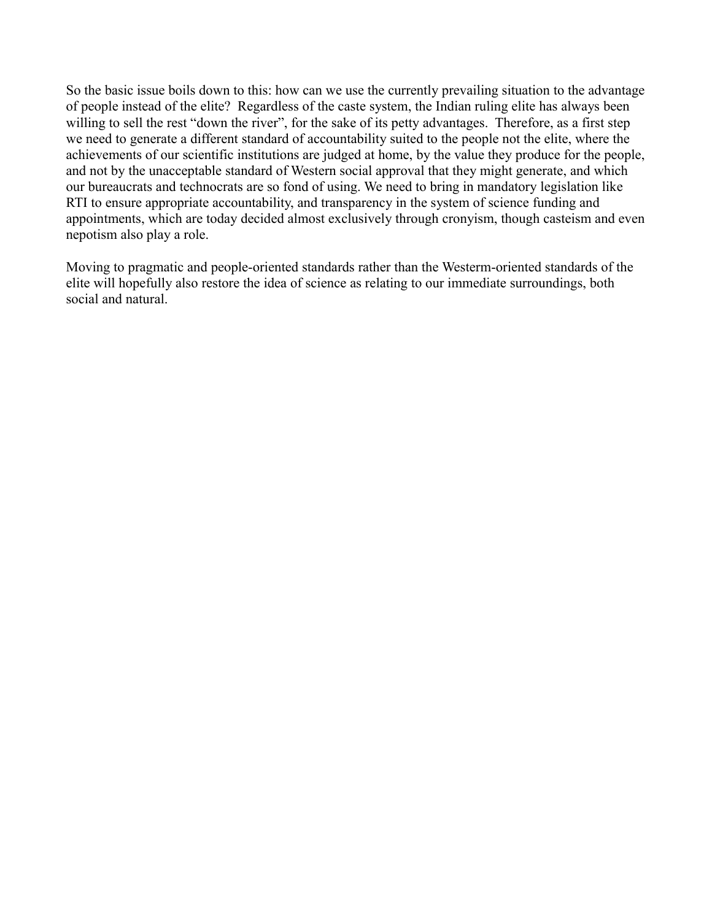So the basic issue boils down to this: how can we use the currently prevailing situation to the advantage of people instead of the elite? Regardless of the caste system, the Indian ruling elite has always been willing to sell the rest "down the river", for the sake of its petty advantages. Therefore, as a first step we need to generate a different standard of accountability suited to the people not the elite, where the achievements of our scientific institutions are judged at home, by the value they produce for the people, and not by the unacceptable standard of Western social approval that they might generate, and which our bureaucrats and technocrats are so fond of using. We need to bring in mandatory legislation like RTI to ensure appropriate accountability, and transparency in the system of science funding and appointments, which are today decided almost exclusively through cronyism, though casteism and even nepotism also play a role.

Moving to pragmatic and people-oriented standards rather than the Westerm-oriented standards of the elite will hopefully also restore the idea of science as relating to our immediate surroundings, both social and natural.